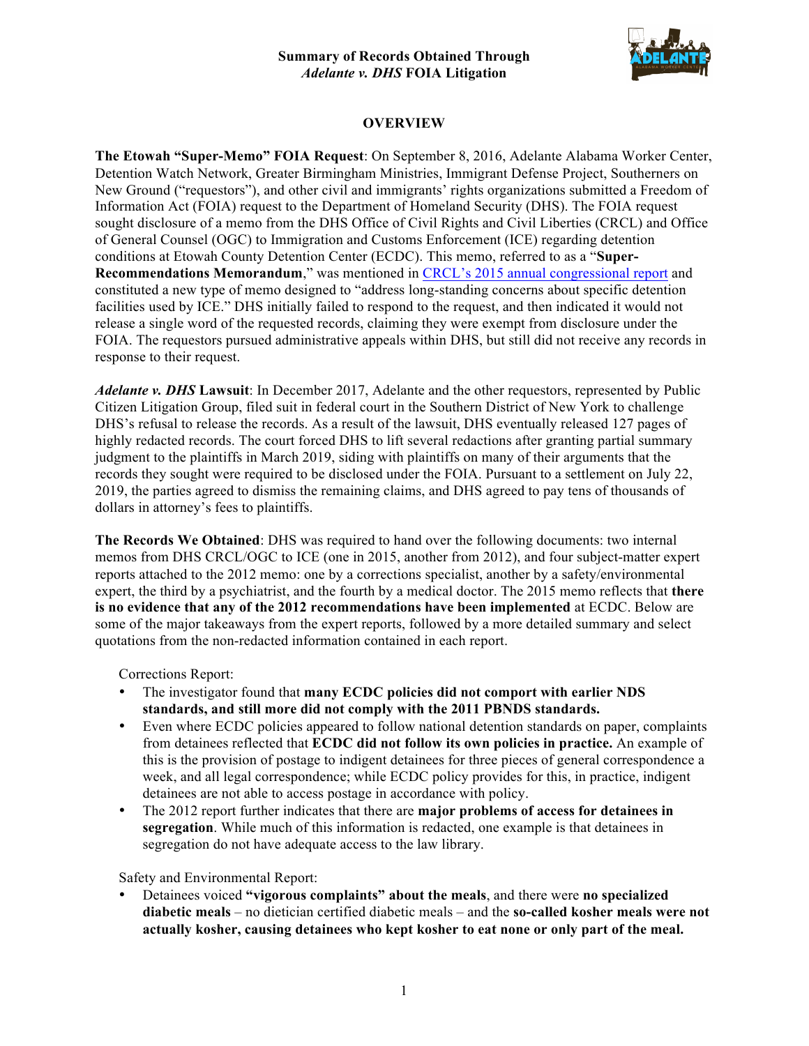**Summary of Records Obtained Through**
***Adelante v. DHS* FOIA Litigation**

## OVERVIEW

**The Etowah "Super-Memo" FOIA Request**: On September 8, 2016, Adelante Alabama Worker Center, Detention Watch Network, Greater Birmingham Ministries, Immigrant Defense Project, Southerners on New Ground ("requestors"), and other civil and immigrants' rights organizations submitted a Freedom of Information Act (FOIA) request to the Department of Homeland Security (DHS). The FOIA request sought disclosure of a memo from the DHS Office of Civil Rights and Civil Liberties (CRCL) and Office of General Counsel (OGC) to Immigration and Customs Enforcement (ICE) regarding detention conditions at Etowah County Detention Center (ECDC). This memo, referred to as a "**Super-Recommendations Memorandum**," was mentioned in CRCL's 2015 annual congressional report and constituted a new type of memo designed to "address long-standing concerns about specific detention facilities used by ICE." DHS initially failed to respond to the request, and then indicated it would not release a single word of the requested records, claiming they were exempt from disclosure under the FOIA. The requestors pursued administrative appeals within DHS, but still did not receive any records in response to their request.

***Adelante v. DHS* Lawsuit**: In December 2017, Adelante and the other requestors, represented by Public Citizen Litigation Group, filed suit in federal court in the Southern District of New York to challenge DHS's refusal to release the records. As a result of the lawsuit, DHS eventually released 127 pages of highly redacted records. The court forced DHS to lift several redactions after granting partial summary judgment to the plaintiffs in March 2019, siding with plaintiffs on many of their arguments that the records they sought were required to be disclosed under the FOIA. Pursuant to a settlement on July 22, 2019, the parties agreed to dismiss the remaining claims, and DHS agreed to pay tens of thousands of dollars in attorney's fees to plaintiffs.

**The Records We Obtained**: DHS was required to hand over the following documents: two internal memos from DHS CRCL/OGC to ICE (one in 2015, another from 2012), and four subject-matter expert reports attached to the 2012 memo: one by a corrections specialist, another by a safety/environmental expert, the third by a psychiatrist, and the fourth by a medical doctor. The 2015 memo reflects that **there is no evidence that any of the 2012 recommendations have been implemented** at ECDC. Below are some of the major takeaways from the expert reports, followed by a more detailed summary and select quotations from the non-redacted information contained in each report.

Corrections Report:

- The investigator found that **many ECDC policies did not comport with earlier NDS standards, and still more did not comply with the 2011 PBNDS standards.**
- Even where ECDC policies appeared to follow national detention standards on paper, complaints from detainees reflected that **ECDC did not follow its own policies in practice.** An example of this is the provision of postage to indigent detainees for three pieces of general correspondence a week, and all legal correspondence; while ECDC policy provides for this, in practice, indigent detainees are not able to access postage in accordance with policy.
- The 2012 report further indicates that there are **major problems of access for detainees in segregation**. While much of this information is redacted, one example is that detainees in segregation do not have adequate access to the law library.

Safety and Environmental Report:

- Detainees voiced **"vigorous complaints" about the meals**, and there were **no specialized diabetic meals** – no dietician certified diabetic meals – and the **so-called kosher meals were not actually kosher, causing detainees who kept kosher to eat none or only part of the meal.**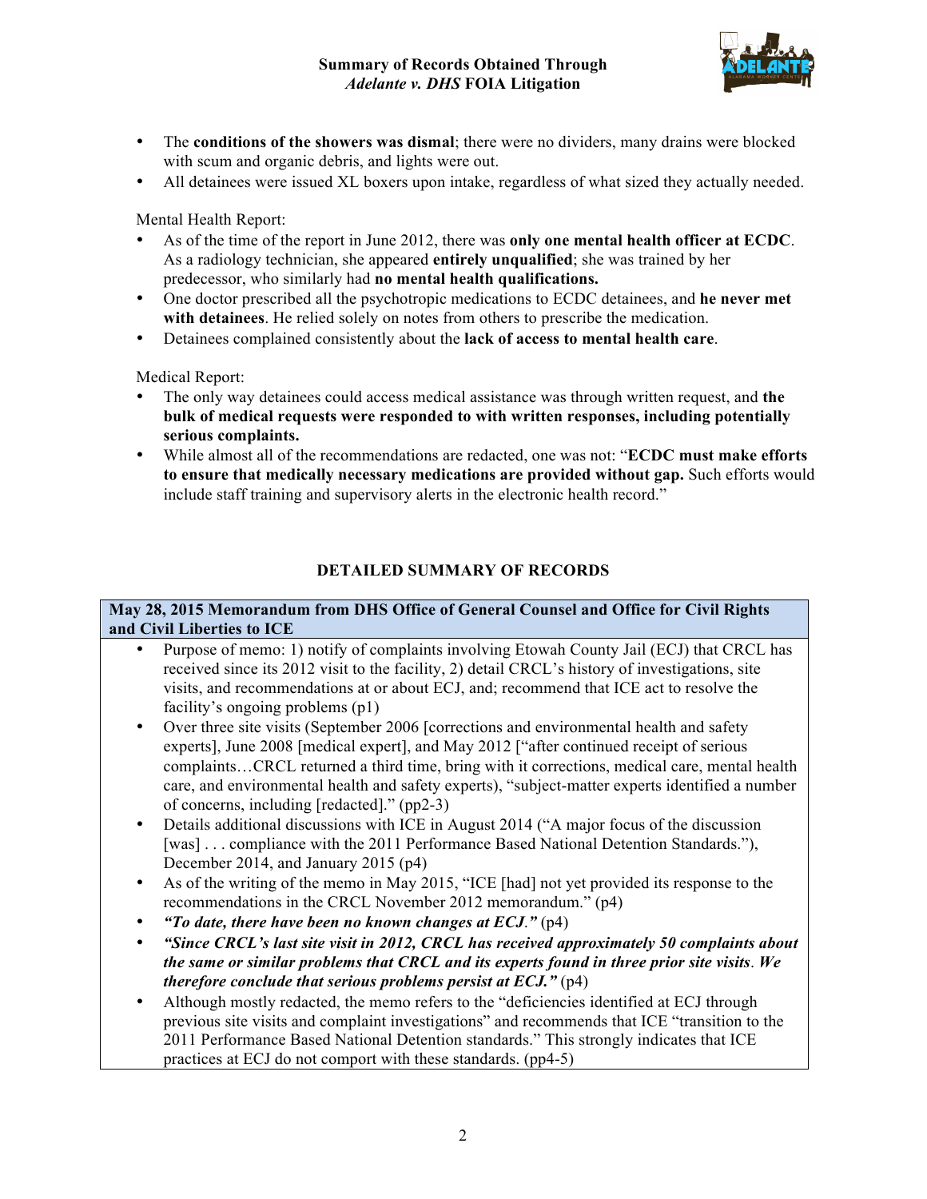- The **conditions of the showers was dismal**; there were no dividers, many drains were blocked with scum and organic debris, and lights were out.
- All detainees were issued XL boxers upon intake, regardless of what sized they actually needed.

Mental Health Report:

- As of the time of the report in June 2012, there was **only one mental health officer at ECDC**. As a radiology technician, she appeared **entirely unqualified**; she was trained by her predecessor, who similarly had **no mental health qualifications.**
- One doctor prescribed all the psychotropic medications to ECDC detainees, and **he never met with detainees**. He relied solely on notes from others to prescribe the medication.
- Detainees complained consistently about the **lack of access to mental health care**.

Medical Report:

- The only way detainees could access medical assistance was through written request, and **the bulk of medical requests were responded to with written responses, including potentially serious complaints.**
- While almost all of the recommendations are redacted, one was not: "**ECDC must make efforts to ensure that medically necessary medications are provided without gap.** Such efforts would include staff training and supervisory alerts in the electronic health record."

## DETAILED SUMMARY OF RECORDS

**May 28, 2015 Memorandum from DHS Office of General Counsel and Office for Civil Rights and Civil Liberties to ICE**

- Purpose of memo: 1) notify of complaints involving Etowah County Jail (ECJ) that CRCL has received since its 2012 visit to the facility, 2) detail CRCL's history of investigations, site visits, and recommendations at or about ECJ, and; recommend that ICE act to resolve the facility's ongoing problems (p1)
- Over three site visits (September 2006 [corrections and environmental health and safety experts], June 2008 [medical expert], and May 2012 ["after continued receipt of serious complaints…CRCL returned a third time, bring with it corrections, medical care, mental health care, and environmental health and safety experts), "subject-matter experts identified a number of concerns, including [redacted]." (pp2-3)
- Details additional discussions with ICE in August 2014 ("A major focus of the discussion [was] . . . compliance with the 2011 Performance Based National Detention Standards."), December 2014, and January 2015 (p4)
- As of the writing of the memo in May 2015, "ICE [had] not yet provided its response to the recommendations in the CRCL November 2012 memorandum." (p4)
- ***"To date, there have been no known changes at ECJ."*** (p4)
- ***"Since CRCL's last site visit in 2012, CRCL has received approximately 50 complaints about the same or similar problems that CRCL and its experts found in three prior site visits. We therefore conclude that serious problems persist at ECJ."*** (p4)
- Although mostly redacted, the memo refers to the "deficiencies identified at ECJ through previous site visits and complaint investigations" and recommends that ICE "transition to the 2011 Performance Based National Detention standards." This strongly indicates that ICE practices at ECJ do not comport with these standards. (pp4-5)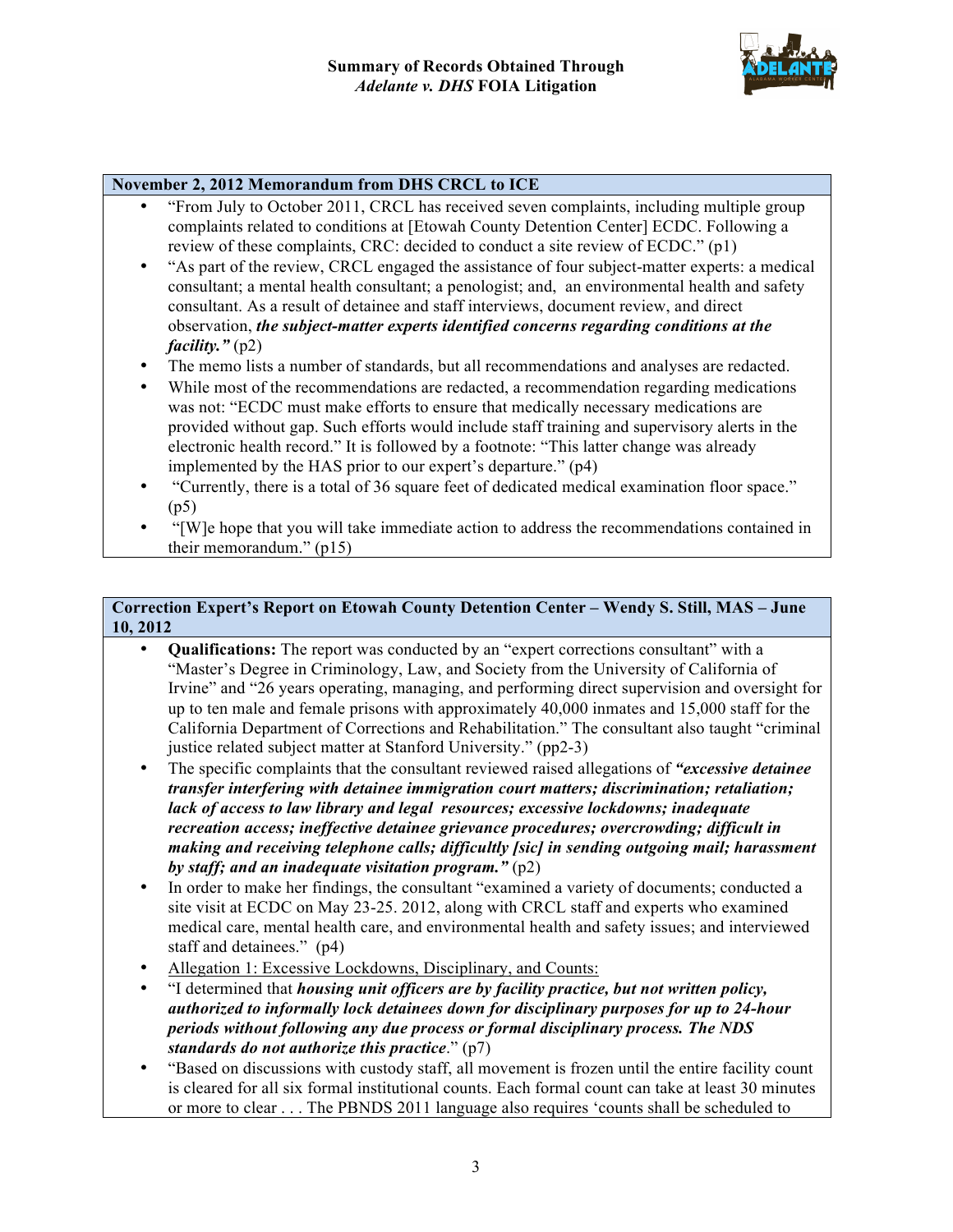**November 2, 2012 Memorandum from DHS CRCL to ICE**

- "From July to October 2011, CRCL has received seven complaints, including multiple group complaints related to conditions at [Etowah County Detention Center] ECDC. Following a review of these complaints, CRC: decided to conduct a site review of ECDC." (p1)
- "As part of the review, CRCL engaged the assistance of four subject-matter experts: a medical consultant; a mental health consultant; a penologist; and, an environmental health and safety consultant. As a result of detainee and staff interviews, document review, and direct observation, ***the subject-matter experts identified concerns regarding conditions at the facility."*** (p2)
- The memo lists a number of standards, but all recommendations and analyses are redacted.
- While most of the recommendations are redacted, a recommendation regarding medications was not: "ECDC must make efforts to ensure that medically necessary medications are provided without gap. Such efforts would include staff training and supervisory alerts in the electronic health record." It is followed by a footnote: "This latter change was already implemented by the HAS prior to our expert's departure." (p4)
- "Currently, there is a total of 36 square feet of dedicated medical examination floor space." (p5)
- "[W]e hope that you will take immediate action to address the recommendations contained in their memorandum." (p15)

**Correction Expert's Report on Etowah County Detention Center – Wendy S. Still, MAS – June 10, 2012**

- **Qualifications:** The report was conducted by an "expert corrections consultant" with a "Master's Degree in Criminology, Law, and Society from the University of California of Irvine" and "26 years operating, managing, and performing direct supervision and oversight for up to ten male and female prisons with approximately 40,000 inmates and 15,000 staff for the California Department of Corrections and Rehabilitation." The consultant also taught "criminal justice related subject matter at Stanford University." (pp2-3)
- The specific complaints that the consultant reviewed raised allegations of ***"excessive detainee transfer interfering with detainee immigration court matters; discrimination; retaliation; lack of access to law library and legal resources; excessive lockdowns; inadequate recreation access; ineffective detainee grievance procedures; overcrowding; difficult in making and receiving telephone calls; difficultly [sic] in sending outgoing mail; harassment by staff; and an inadequate visitation program."*** (p2)
- In order to make her findings, the consultant "examined a variety of documents; conducted a site visit at ECDC on May 23-25. 2012, along with CRCL staff and experts who examined medical care, mental health care, and environmental health and safety issues; and interviewed staff and detainees." (p4)
- <u>Allegation 1: Excessive Lockdowns, Disciplinary, and Counts:</u>
- "I determined that ***housing unit officers are by facility practice, but not written policy, authorized to informally lock detainees down for disciplinary purposes for up to 24-hour periods without following any due process or formal disciplinary process. The NDS standards do not authorize this practice***." (p7)
- "Based on discussions with custody staff, all movement is frozen until the entire facility count is cleared for all six formal institutional counts. Each formal count can take at least 30 minutes or more to clear . . . The PBNDS 2011 language also requires 'counts shall be scheduled to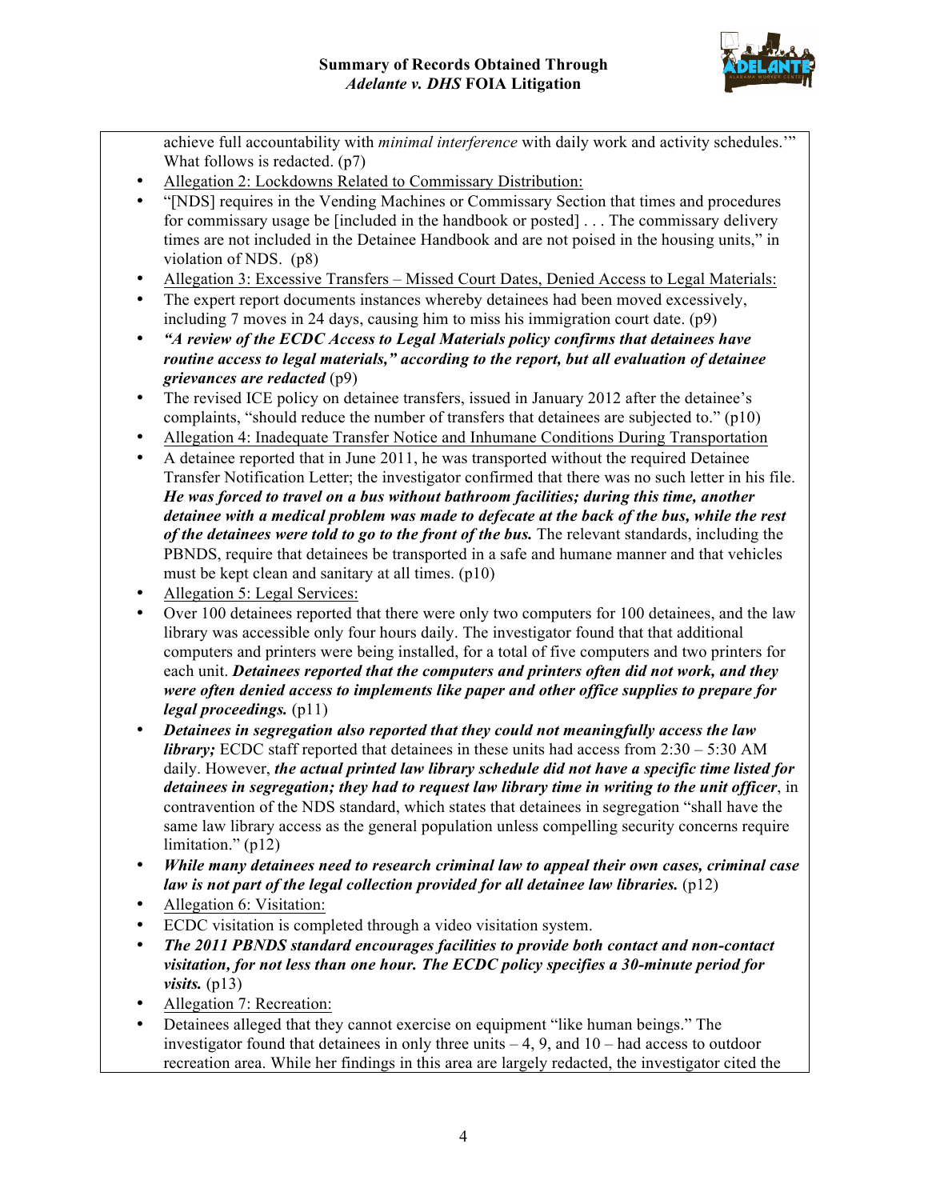achieve full accountability with *minimal interference* with daily work and activity schedules.'" What follows is redacted. (p7)

- Allegation 2: Lockdowns Related to Commissary Distribution:
- "[NDS] requires in the Vending Machines or Commissary Section that times and procedures for commissary usage be [included in the handbook or posted] . . . The commissary delivery times are not included in the Detainee Handbook and are not poised in the housing units," in violation of NDS. (p8)
- Allegation 3: Excessive Transfers – Missed Court Dates, Denied Access to Legal Materials:
- The expert report documents instances whereby detainees had been moved excessively, including 7 moves in 24 days, causing him to miss his immigration court date. (p9)
- ***"A review of the ECDC Access to Legal Materials policy confirms that detainees have routine access to legal materials," according to the report, but all evaluation of detainee grievances are redacted*** (p9)
- The revised ICE policy on detainee transfers, issued in January 2012 after the detainee's complaints, "should reduce the number of transfers that detainees are subjected to." (p10)
- Allegation 4: Inadequate Transfer Notice and Inhumane Conditions During Transportation
- A detainee reported that in June 2011, he was transported without the required Detainee Transfer Notification Letter; the investigator confirmed that there was no such letter in his file. ***He was forced to travel on a bus without bathroom facilities; during this time, another detainee with a medical problem was made to defecate at the back of the bus, while the rest of the detainees were told to go to the front of the bus.*** The relevant standards, including the PBNDS, require that detainees be transported in a safe and humane manner and that vehicles must be kept clean and sanitary at all times. (p10)
- Allegation 5: Legal Services:
- Over 100 detainees reported that there were only two computers for 100 detainees, and the law library was accessible only four hours daily. The investigator found that that additional computers and printers were being installed, for a total of five computers and two printers for each unit. ***Detainees reported that the computers and printers often did not work, and they were often denied access to implements like paper and other office supplies to prepare for legal proceedings.*** (p11)
- ***Detainees in segregation also reported that they could not meaningfully access the law library;*** ECDC staff reported that detainees in these units had access from 2:30 – 5:30 AM daily. However, ***the actual printed law library schedule did not have a specific time listed for detainees in segregation; they had to request law library time in writing to the unit officer***, in contravention of the NDS standard, which states that detainees in segregation "shall have the same law library access as the general population unless compelling security concerns require limitation." (p12)
- ***While many detainees need to research criminal law to appeal their own cases, criminal case law is not part of the legal collection provided for all detainee law libraries.*** (p12)
- Allegation 6: Visitation:
- ECDC visitation is completed through a video visitation system.
- ***The 2011 PBNDS standard encourages facilities to provide both contact and non-contact visitation, for not less than one hour. The ECDC policy specifies a 30-minute period for visits.*** (p13)
- Allegation 7: Recreation:
- Detainees alleged that they cannot exercise on equipment "like human beings." The investigator found that detainees in only three units – 4, 9, and 10 – had access to outdoor recreation area. While her findings in this area are largely redacted, the investigator cited the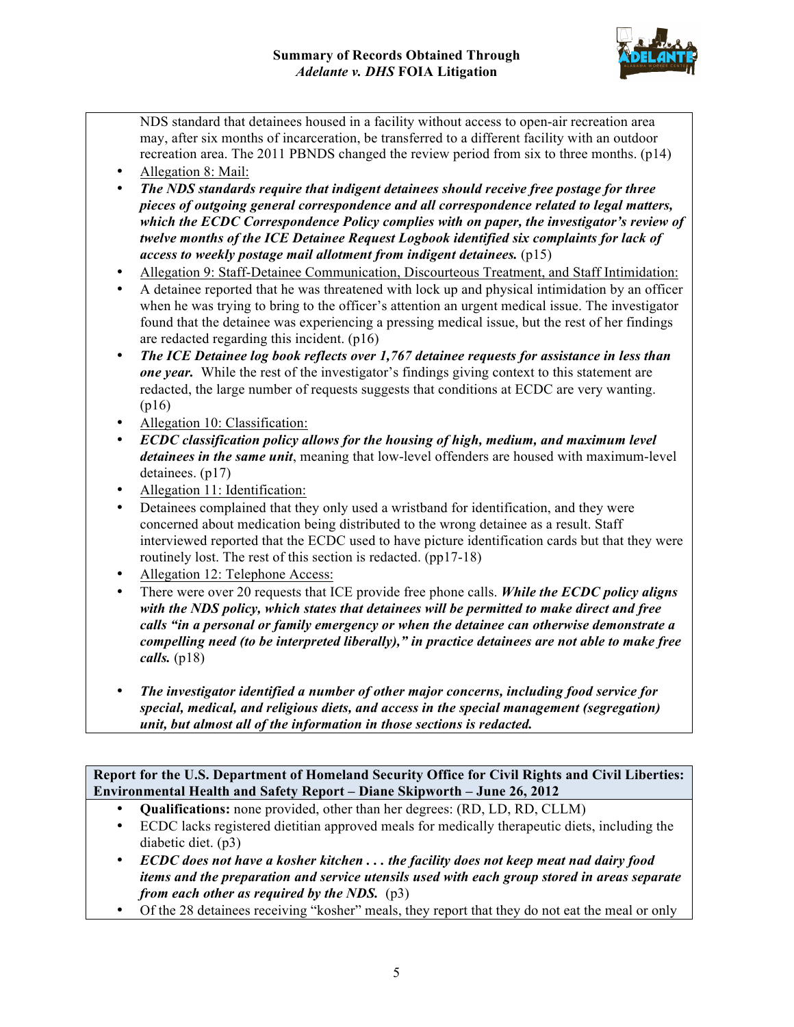NDS standard that detainees housed in a facility without access to open-air recreation area may, after six months of incarceration, be transferred to a different facility with an outdoor recreation area. The 2011 PBNDS changed the review period from six to three months. (p14)

- Allegation 8: Mail:
- ***The NDS standards require that indigent detainees should receive free postage for three pieces of outgoing general correspondence and all correspondence related to legal matters, which the ECDC Correspondence Policy complies with on paper, the investigator's review of twelve months of the ICE Detainee Request Logbook identified six complaints for lack of access to weekly postage mail allotment from indigent detainees.*** (p15)
- Allegation 9: Staff-Detainee Communication, Discourteous Treatment, and Staff Intimidation:
- A detainee reported that he was threatened with lock up and physical intimidation by an officer when he was trying to bring to the officer's attention an urgent medical issue. The investigator found that the detainee was experiencing a pressing medical issue, but the rest of her findings are redacted regarding this incident. (p16)
- ***The ICE Detainee log book reflects over 1,767 detainee requests for assistance in less than one year.*** While the rest of the investigator's findings giving context to this statement are redacted, the large number of requests suggests that conditions at ECDC are very wanting. (p16)
- Allegation 10: Classification:
- ***ECDC classification policy allows for the housing of high, medium, and maximum level detainees in the same unit***, meaning that low-level offenders are housed with maximum-level detainees. (p17)
- Allegation 11: Identification:
- Detainees complained that they only used a wristband for identification, and they were concerned about medication being distributed to the wrong detainee as a result. Staff interviewed reported that the ECDC used to have picture identification cards but that they were routinely lost. The rest of this section is redacted. (pp17-18)
- Allegation 12: Telephone Access:
- There were over 20 requests that ICE provide free phone calls. ***While the ECDC policy aligns with the NDS policy, which states that detainees will be permitted to make direct and free calls "in a personal or family emergency or when the detainee can otherwise demonstrate a compelling need (to be interpreted liberally)," in practice detainees are not able to make free calls.*** (p18)

- ***The investigator identified a number of other major concerns, including food service for special, medical, and religious diets, and access in the special management (segregation) unit, but almost all of the information in those sections is redacted.***

**Report for the U.S. Department of Homeland Security Office for Civil Rights and Civil Liberties: Environmental Health and Safety Report – Diane Skipworth – June 26, 2012**

- **Qualifications:** none provided, other than her degrees: (RD, LD, RD, CLLM)
- ECDC lacks registered dietitian approved meals for medically therapeutic diets, including the diabetic diet. (p3)
- ***ECDC does not have a kosher kitchen . . . the facility does not keep meat nad dairy food items and the preparation and service utensils used with each group stored in areas separate from each other as required by the NDS.*** (p3)
- Of the 28 detainees receiving "kosher" meals, they report that they do not eat the meal or only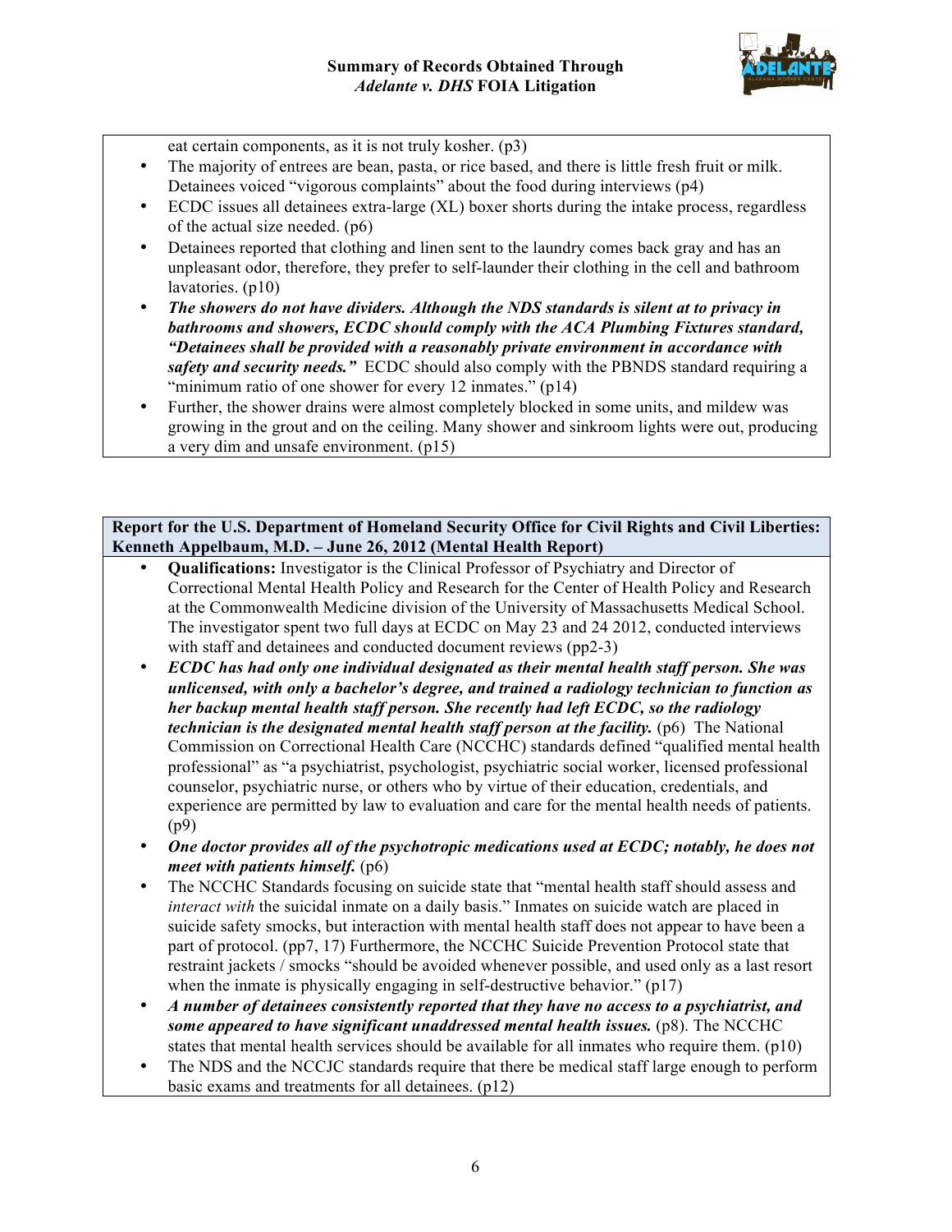eat certain components, as it is not truly kosher. (p3)

- The majority of entrees are bean, pasta, or rice based, and there is little fresh fruit or milk. Detainees voiced "vigorous complaints" about the food during interviews (p4)
- ECDC issues all detainees extra-large (XL) boxer shorts during the intake process, regardless of the actual size needed. (p6)
- Detainees reported that clothing and linen sent to the laundry comes back gray and has an unpleasant odor, therefore, they prefer to self-launder their clothing in the cell and bathroom lavatories. (p10)
- ***The showers do not have dividers. Although the NDS standards is silent at to privacy in bathrooms and showers, ECDC should comply with the ACA Plumbing Fixtures standard, "Detainees shall be provided with a reasonably private environment in accordance with safety and security needs."*** ECDC should also comply with the PBNDS standard requiring a "minimum ratio of one shower for every 12 inmates." (p14)
- Further, the shower drains were almost completely blocked in some units, and mildew was growing in the grout and on the ceiling. Many shower and sinkroom lights were out, producing a very dim and unsafe environment. (p15)

**Report for the U.S. Department of Homeland Security Office for Civil Rights and Civil Liberties: Kenneth Appelbaum, M.D. – June 26, 2012 (Mental Health Report)**

- **Qualifications:** Investigator is the Clinical Professor of Psychiatry and Director of Correctional Mental Health Policy and Research for the Center of Health Policy and Research at the Commonwealth Medicine division of the University of Massachusetts Medical School. The investigator spent two full days at ECDC on May 23 and 24 2012, conducted interviews with staff and detainees and conducted document reviews (pp2-3)
- ***ECDC has had only one individual designated as their mental health staff person. She was unlicensed, with only a bachelor's degree, and trained a radiology technician to function as her backup mental health staff person. She recently had left ECDC, so the radiology technician is the designated mental health staff person at the facility.*** (p6) The National Commission on Correctional Health Care (NCCHC) standards defined "qualified mental health professional" as "a psychiatrist, psychologist, psychiatric social worker, licensed professional counselor, psychiatric nurse, or others who by virtue of their education, credentials, and experience are permitted by law to evaluation and care for the mental health needs of patients. (p9)
- ***One doctor provides all of the psychotropic medications used at ECDC; notably, he does not meet with patients himself.*** (p6)
- The NCCHC Standards focusing on suicide state that "mental health staff should assess and *interact with* the suicidal inmate on a daily basis." Inmates on suicide watch are placed in suicide safety smocks, but interaction with mental health staff does not appear to have been a part of protocol. (pp7, 17) Furthermore, the NCCHC Suicide Prevention Protocol state that restraint jackets / smocks "should be avoided whenever possible, and used only as a last resort when the inmate is physically engaging in self-destructive behavior." (p17)
- ***A number of detainees consistently reported that they have no access to a psychiatrist, and some appeared to have significant unaddressed mental health issues.*** (p8). The NCCHC states that mental health services should be available for all inmates who require them. (p10)
- The NDS and the NCCJC standards require that there be medical staff large enough to perform basic exams and treatments for all detainees. (p12)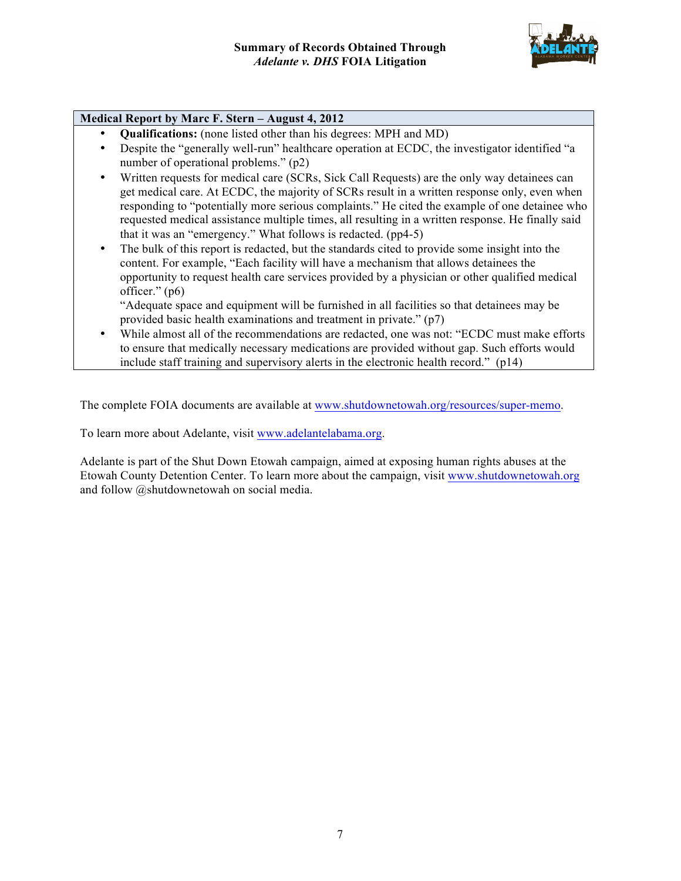**Medical Report by Marc F. Stern – August 4, 2012**

- **Qualifications:** (none listed other than his degrees: MPH and MD)
- Despite the "generally well-run" healthcare operation at ECDC, the investigator identified "a number of operational problems." (p2)
- Written requests for medical care (SCRs, Sick Call Requests) are the only way detainees can get medical care. At ECDC, the majority of SCRs result in a written response only, even when responding to "potentially more serious complaints." He cited the example of one detainee who requested medical assistance multiple times, all resulting in a written response. He finally said that it was an "emergency." What follows is redacted. (pp4-5)
- The bulk of this report is redacted, but the standards cited to provide some insight into the content. For example, "Each facility will have a mechanism that allows detainees the opportunity to request health care services provided by a physician or other qualified medical officer." (p6)
  "Adequate space and equipment will be furnished in all facilities so that detainees may be provided basic health examinations and treatment in private." (p7)
- While almost all of the recommendations are redacted, one was not: "ECDC must make efforts to ensure that medically necessary medications are provided without gap. Such efforts would include staff training and supervisory alerts in the electronic health record." (p14)

The complete FOIA documents are available at www.shutdownetowah.org/resources/super-memo.

To learn more about Adelante, visit www.adelantealabama.org.

Adelante is part of the Shut Down Etowah campaign, aimed at exposing human rights abuses at the Etowah County Detention Center. To learn more about the campaign, visit www.shutdownetowah.org and follow @shutdownetowah on social media.